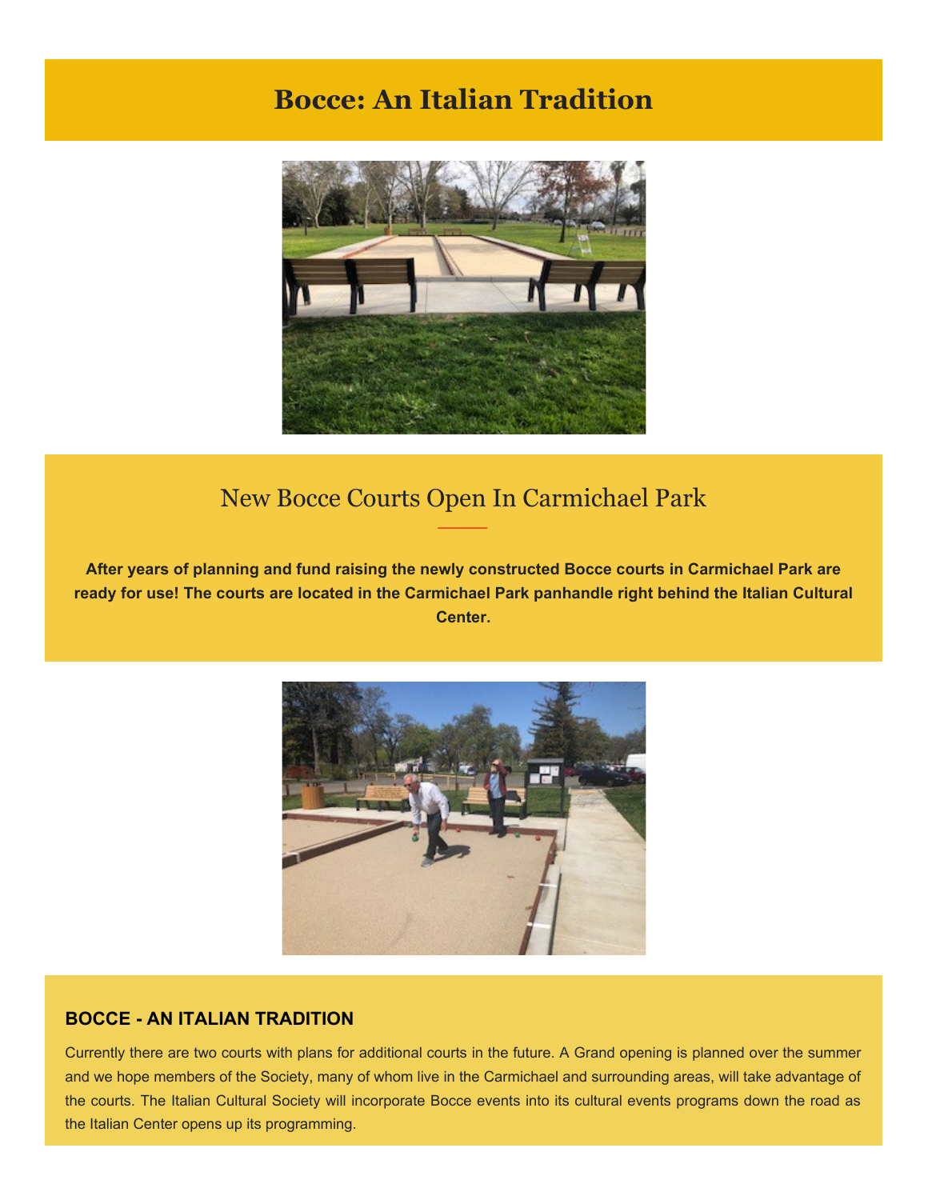# Bocce: An Italian Tradition

## New Bocce Courts Open In Carmichael Park

**After years of planning and fund raising the newly constructed Bocce courts in Carmichael Park are ready for use! The courts are located in the Carmichael Park panhandle right behind the Italian Cultural Center.**

### BOCCE - AN ITALIAN TRADITION

Currently there are two courts with plans for additional courts in the future. A Grand opening is planned over the summer and we hope members of the Society, many of whom live in the Carmichael and surrounding areas, will take advantage of the courts. The Italian Cultural Society will incorporate Bocce events into its cultural events programs down the road as the Italian Center opens up its programming.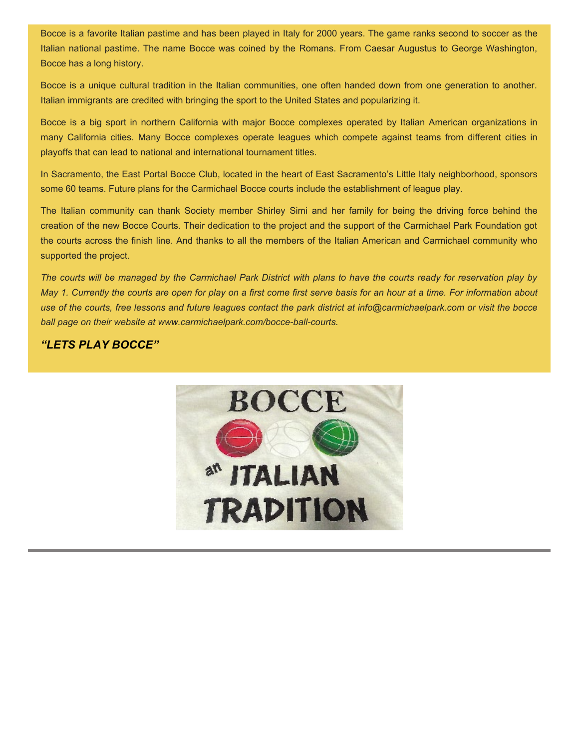Bocce is a favorite Italian pastime and has been played in Italy for 2000 years. The game ranks second to soccer as the Italian national pastime. The name Bocce was coined by the Romans. From Caesar Augustus to George Washington, Bocce has a long history.

Bocce is a unique cultural tradition in the Italian communities, one often handed down from one generation to another. Italian immigrants are credited with bringing the sport to the United States and popularizing it.

Bocce is a big sport in northern California with major Bocce complexes operated by Italian American organizations in many California cities. Many Bocce complexes operate leagues which compete against teams from different cities in playoffs that can lead to national and international tournament titles.

In Sacramento, the East Portal Bocce Club, located in the heart of East Sacramento's Little Italy neighborhood, sponsors some 60 teams. Future plans for the Carmichael Bocce courts include the establishment of league play.

The Italian community can thank Society member Shirley Simi and her family for being the driving force behind the creation of the new Bocce Courts. Their dedication to the project and the support of the Carmichael Park Foundation got the courts across the finish line. And thanks to all the members of the Italian American and Carmichael community who supported the project.

*The courts will be managed by the Carmichael Park District with plans to have the courts ready for reservation play by May 1. Currently the courts are open for play on a first come first serve basis for an hour at a time. For information about use of the courts, free lessons and future leagues contact the park district at info@carmichaelpark.com or visit the bocce ball page on their website at www.carmichaelpark.com/bocce-ball-courts.*

***"LETS PLAY BOCCE"***

BOCCE

an ITALIAN TRADITION